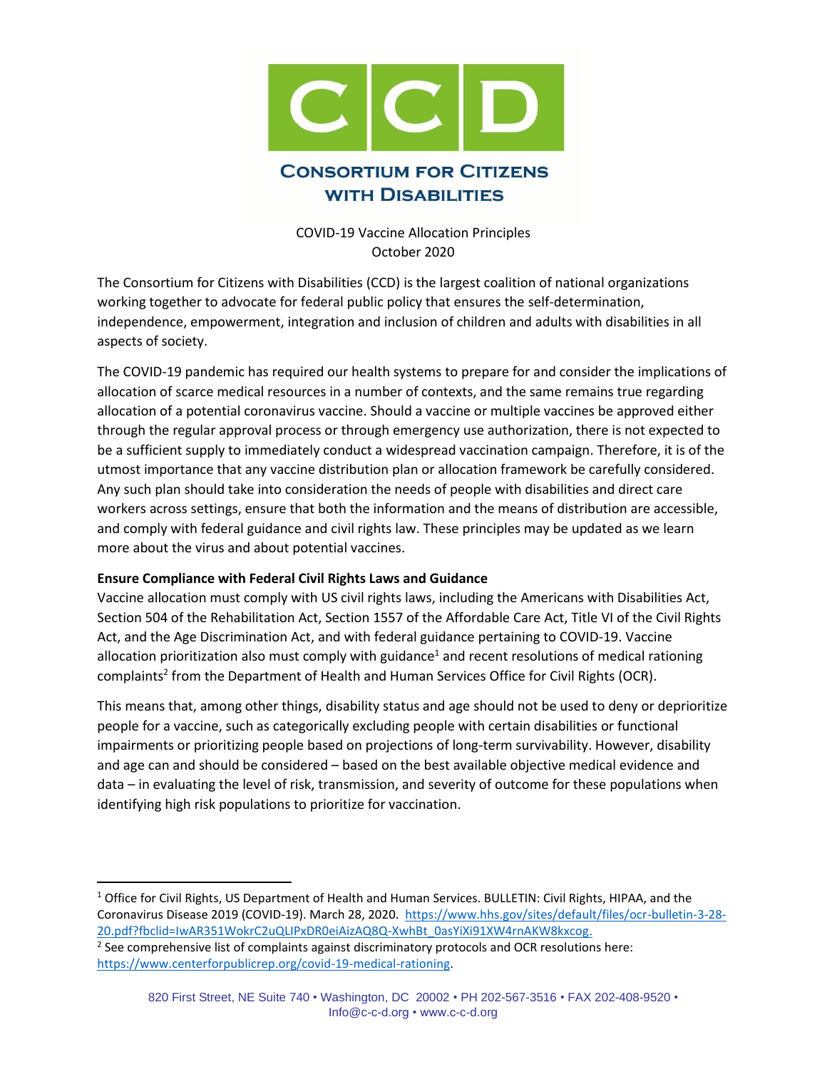# CONSORTIUM FOR CITIZENS WITH DISABILITIES

COVID-19 Vaccine Allocation Principles
October 2020

The Consortium for Citizens with Disabilities (CCD) is the largest coalition of national organizations working together to advocate for federal public policy that ensures the self-determination, independence, empowerment, integration and inclusion of children and adults with disabilities in all aspects of society.

The COVID-19 pandemic has required our health systems to prepare for and consider the implications of allocation of scarce medical resources in a number of contexts, and the same remains true regarding allocation of a potential coronavirus vaccine. Should a vaccine or multiple vaccines be approved either through the regular approval process or through emergency use authorization, there is not expected to be a sufficient supply to immediately conduct a widespread vaccination campaign. Therefore, it is of the utmost importance that any vaccine distribution plan or allocation framework be carefully considered. Any such plan should take into consideration the needs of people with disabilities and direct care workers across settings, ensure that both the information and the means of distribution are accessible, and comply with federal guidance and civil rights law. These principles may be updated as we learn more about the virus and about potential vaccines.

**Ensure Compliance with Federal Civil Rights Laws and Guidance**

Vaccine allocation must comply with US civil rights laws, including the Americans with Disabilities Act, Section 504 of the Rehabilitation Act, Section 1557 of the Affordable Care Act, Title VI of the Civil Rights Act, and the Age Discrimination Act, and with federal guidance pertaining to COVID-19. Vaccine allocation prioritization also must comply with guidance[1] and recent resolutions of medical rationing complaints[2] from the Department of Health and Human Services Office for Civil Rights (OCR).

This means that, among other things, disability status and age should not be used to deny or deprioritize people for a vaccine, such as categorically excluding people with certain disabilities or functional impairments or prioritizing people based on projections of long-term survivability. However, disability and age can and should be considered – based on the best available objective medical evidence and data – in evaluating the level of risk, transmission, and severity of outcome for these populations when identifying high risk populations to prioritize for vaccination.

---

[1] Office for Civil Rights, US Department of Health and Human Services. BULLETIN: Civil Rights, HIPAA, and the Coronavirus Disease 2019 (COVID-19). March 28, 2020. https://www.hhs.gov/sites/default/files/ocr-bulletin-3-28-20.pdf?fbclid=IwAR351WokrC2uQLIPxDR0eiAizAQ8Q-XwhBt_0asYiXi91XW4rnAKW8kxcog.

[2] See comprehensive list of complaints against discriminatory protocols and OCR resolutions here: https://www.centerforpublicrep.org/covid-19-medical-rationing.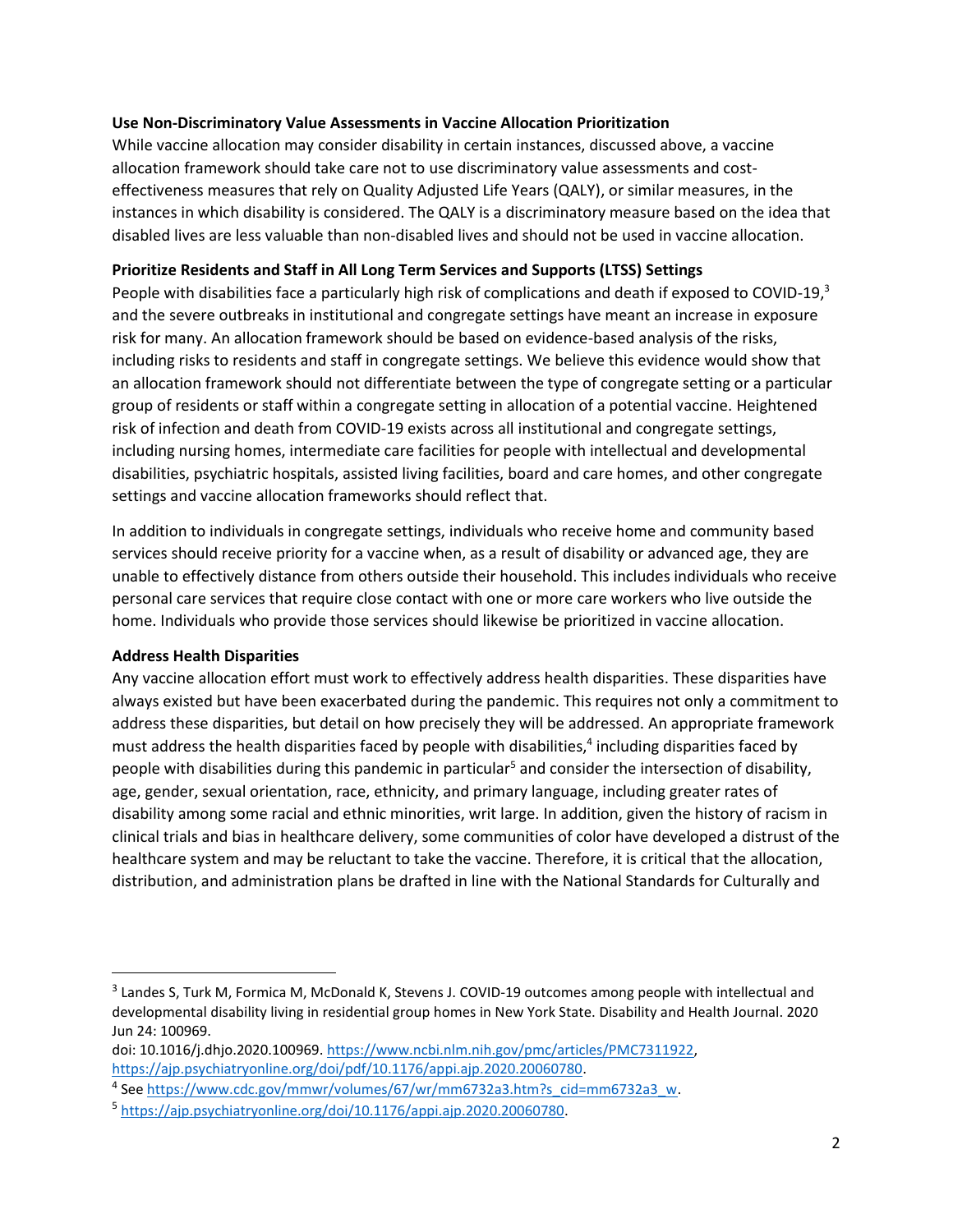**Use Non-Discriminatory Value Assessments in Vaccine Allocation Prioritization**

While vaccine allocation may consider disability in certain instances, discussed above, a vaccine allocation framework should take care not to use discriminatory value assessments and cost-effectiveness measures that rely on Quality Adjusted Life Years (QALY), or similar measures, in the instances in which disability is considered. The QALY is a discriminatory measure based on the idea that disabled lives are less valuable than non-disabled lives and should not be used in vaccine allocation.

**Prioritize Residents and Staff in All Long Term Services and Supports (LTSS) Settings**

People with disabilities face a particularly high risk of complications and death if exposed to COVID-19,[3] and the severe outbreaks in institutional and congregate settings have meant an increase in exposure risk for many. An allocation framework should be based on evidence-based analysis of the risks, including risks to residents and staff in congregate settings. We believe this evidence would show that an allocation framework should not differentiate between the type of congregate setting or a particular group of residents or staff within a congregate setting in allocation of a potential vaccine. Heightened risk of infection and death from COVID-19 exists across all institutional and congregate settings, including nursing homes, intermediate care facilities for people with intellectual and developmental disabilities, psychiatric hospitals, assisted living facilities, board and care homes, and other congregate settings and vaccine allocation frameworks should reflect that.

In addition to individuals in congregate settings, individuals who receive home and community based services should receive priority for a vaccine when, as a result of disability or advanced age, they are unable to effectively distance from others outside their household. This includes individuals who receive personal care services that require close contact with one or more care workers who live outside the home. Individuals who provide those services should likewise be prioritized in vaccine allocation.

**Address Health Disparities**

Any vaccine allocation effort must work to effectively address health disparities. These disparities have always existed but have been exacerbated during the pandemic. This requires not only a commitment to address these disparities, but detail on how precisely they will be addressed. An appropriate framework must address the health disparities faced by people with disabilities,[4] including disparities faced by people with disabilities during this pandemic in particular[5] and consider the intersection of disability, age, gender, sexual orientation, race, ethnicity, and primary language, including greater rates of disability among some racial and ethnic minorities, writ large. In addition, given the history of racism in clinical trials and bias in healthcare delivery, some communities of color have developed a distrust of the healthcare system and may be reluctant to take the vaccine. Therefore, it is critical that the allocation, distribution, and administration plans be drafted in line with the National Standards for Culturally and

---

[3] Landes S, Turk M, Formica M, McDonald K, Stevens J. COVID-19 outcomes among people with intellectual and developmental disability living in residential group homes in New York State. Disability and Health Journal. 2020 Jun 24: 100969.
doi: 10.1016/j.dhjo.2020.100969. https://www.ncbi.nlm.nih.gov/pmc/articles/PMC7311922, https://ajp.psychiatryonline.org/doi/pdf/10.1176/appi.ajp.2020.20060780.

[4] See https://www.cdc.gov/mmwr/volumes/67/wr/mm6732a3.htm?s_cid=mm6732a3_w.

[5] https://ajp.psychiatryonline.org/doi/10.1176/appi.ajp.2020.20060780.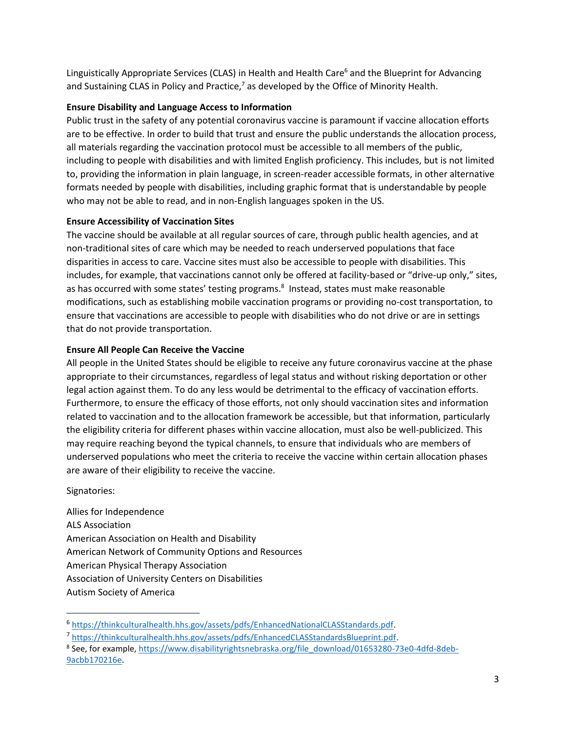Linguistically Appropriate Services (CLAS) in Health and Health Care[6] and the Blueprint for Advancing and Sustaining CLAS in Policy and Practice,[7] as developed by the Office of Minority Health.

**Ensure Disability and Language Access to Information**

Public trust in the safety of any potential coronavirus vaccine is paramount if vaccine allocation efforts are to be effective. In order to build that trust and ensure the public understands the allocation process, all materials regarding the vaccination protocol must be accessible to all members of the public, including to people with disabilities and with limited English proficiency. This includes, but is not limited to, providing the information in plain language, in screen-reader accessible formats, in other alternative formats needed by people with disabilities, including graphic format that is understandable by people who may not be able to read, and in non-English languages spoken in the US.

**Ensure Accessibility of Vaccination Sites**

The vaccine should be available at all regular sources of care, through public health agencies, and at non-traditional sites of care which may be needed to reach underserved populations that face disparities in access to care. Vaccine sites must also be accessible to people with disabilities. This includes, for example, that vaccinations cannot only be offered at facility-based or "drive-up only," sites, as has occurred with some states' testing programs.[8] Instead, states must make reasonable modifications, such as establishing mobile vaccination programs or providing no-cost transportation, to ensure that vaccinations are accessible to people with disabilities who do not drive or are in settings that do not provide transportation.

**Ensure All People Can Receive the Vaccine**

All people in the United States should be eligible to receive any future coronavirus vaccine at the phase appropriate to their circumstances, regardless of legal status and without risking deportation or other legal action against them. To do any less would be detrimental to the efficacy of vaccination efforts. Furthermore, to ensure the efficacy of those efforts, not only should vaccination sites and information related to vaccination and to the allocation framework be accessible, but that information, particularly the eligibility criteria for different phases within vaccine allocation, must also be well-publicized. This may require reaching beyond the typical channels, to ensure that individuals who are members of underserved populations who meet the criteria to receive the vaccine within certain allocation phases are aware of their eligibility to receive the vaccine.

Signatories:

Allies for Independence
ALS Association
American Association on Health and Disability
American Network of Community Options and Resources
American Physical Therapy Association
Association of University Centers on Disabilities
Autism Society of America

---

[6] https://thinkculturalhealth.hhs.gov/assets/pdfs/EnhancedNationalCLASStandards.pdf.

[7] https://thinkculturalhealth.hhs.gov/assets/pdfs/EnhancedCLASStandardsBlueprint.pdf.

[8] See, for example, https://www.disabilityrightsnebraska.org/file_download/01653280-73e0-4dfd-8deb-9acbb170216e.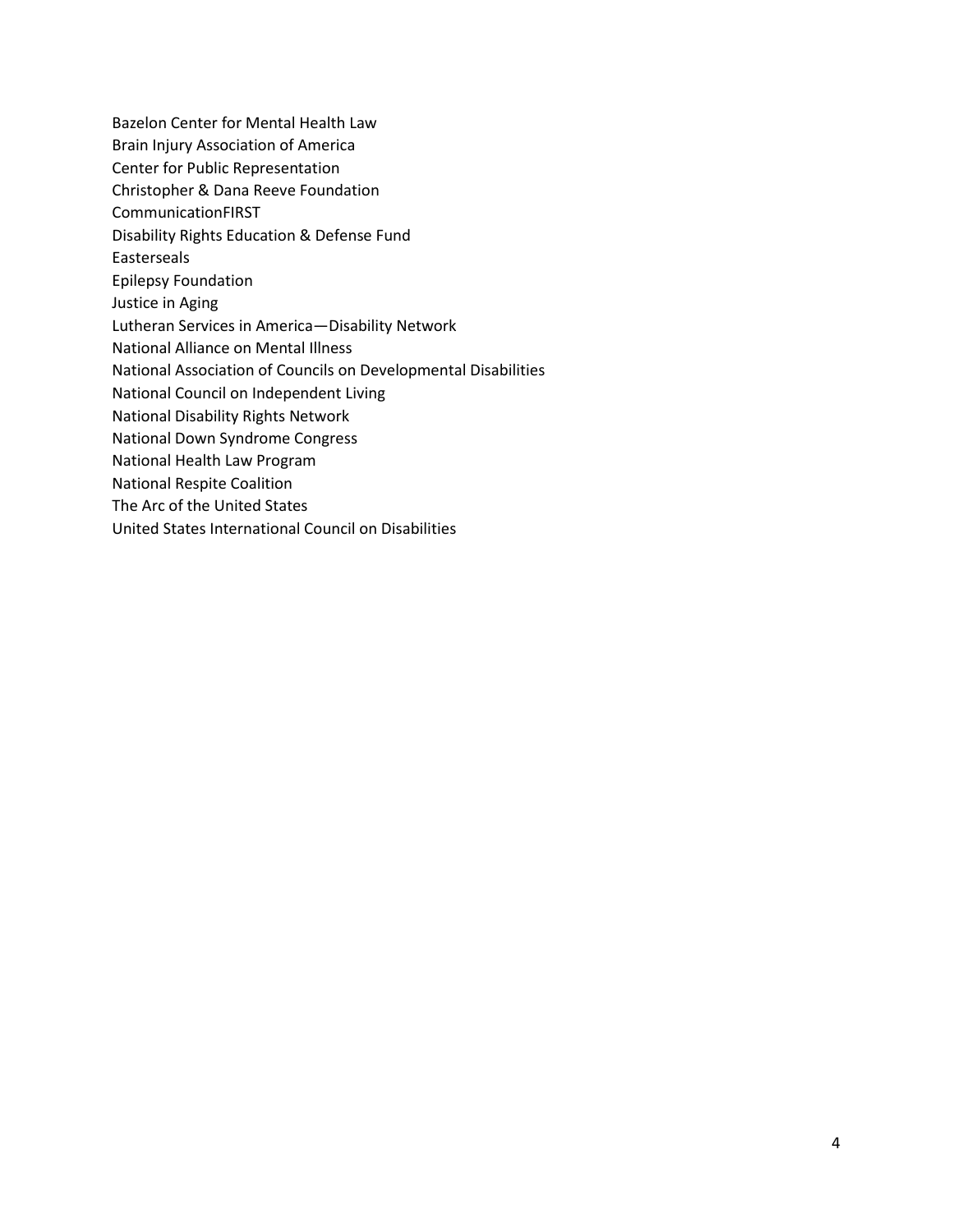Bazelon Center for Mental Health Law
Brain Injury Association of America
Center for Public Representation
Christopher & Dana Reeve Foundation
CommunicationFIRST
Disability Rights Education & Defense Fund
Easterseals
Epilepsy Foundation
Justice in Aging
Lutheran Services in America—Disability Network
National Alliance on Mental Illness
National Association of Councils on Developmental Disabilities
National Council on Independent Living
National Disability Rights Network
National Down Syndrome Congress
National Health Law Program
National Respite Coalition
The Arc of the United States
United States International Council on Disabilities